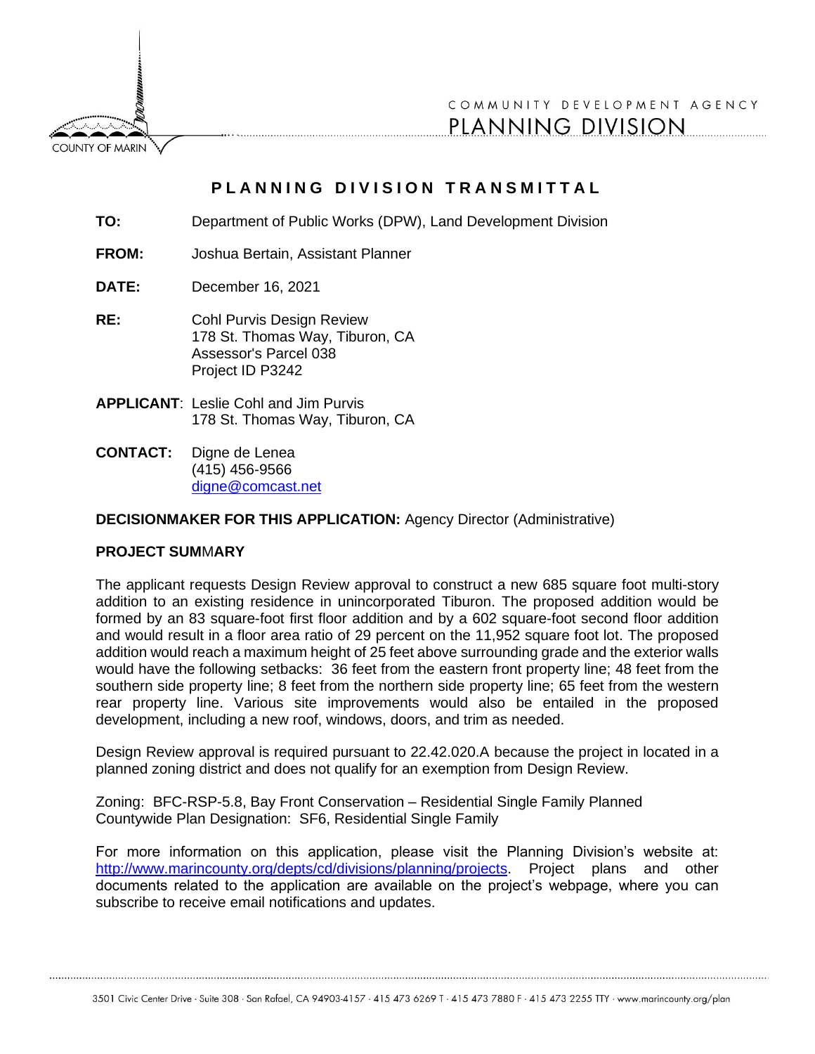COUNTY OF MARIN

COMMUNITY DEVELOPMENT AGENCY
PLANNING DIVISION

# PLANNING DIVISION TRANSMITTAL

**TO:** Department of Public Works (DPW), Land Development Division

**FROM:** Joshua Bertain, Assistant Planner

**DATE:** December 16, 2021

**RE:** Cohl Purvis Design Review
178 St. Thomas Way, Tiburon, CA
Assessor's Parcel 038
Project ID P3242

**APPLICANT**: Leslie Cohl and Jim Purvis
178 St. Thomas Way, Tiburon, CA

**CONTACT:** Digne de Lenea
(415) 456-9566
digne@comcast.net

**DECISIONMAKER FOR THIS APPLICATION:** Agency Director (Administrative)

**PROJECT SUMMARY**

The applicant requests Design Review approval to construct a new 685 square foot multi-story addition to an existing residence in unincorporated Tiburon. The proposed addition would be formed by an 83 square-foot first floor addition and by a 602 square-foot second floor addition and would result in a floor area ratio of 29 percent on the 11,952 square foot lot. The proposed addition would reach a maximum height of 25 feet above surrounding grade and the exterior walls would have the following setbacks: 36 feet from the eastern front property line; 48 feet from the southern side property line; 8 feet from the northern side property line; 65 feet from the western rear property line. Various site improvements would also be entailed in the proposed development, including a new roof, windows, doors, and trim as needed.

Design Review approval is required pursuant to 22.42.020.A because the project in located in a planned zoning district and does not qualify for an exemption from Design Review.

Zoning: BFC-RSP-5.8, Bay Front Conservation – Residential Single Family Planned
Countywide Plan Designation: SF6, Residential Single Family

For more information on this application, please visit the Planning Division's website at: http://www.marincounty.org/depts/cd/divisions/planning/projects. Project plans and other documents related to the application are available on the project's webpage, where you can subscribe to receive email notifications and updates.

3501 Civic Center Drive · Suite 308 · San Rafael, CA 94903-4157 · 415 473 6269 T · 415 473 7880 F · 415 473 2255 TTY · www.marincounty.org/plan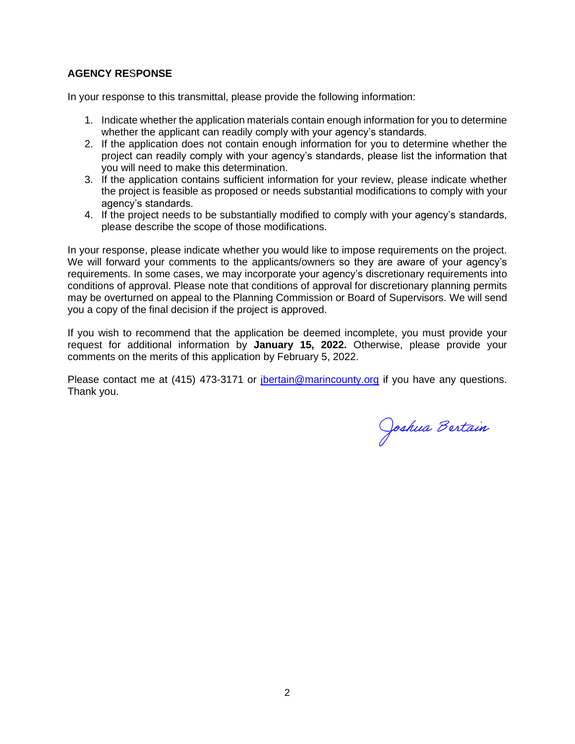**AGENCY RESPONSE**

In your response to this transmittal, please provide the following information:

1. Indicate whether the application materials contain enough information for you to determine whether the applicant can readily comply with your agency's standards.
2. If the application does not contain enough information for you to determine whether the project can readily comply with your agency's standards, please list the information that you will need to make this determination.
3. If the application contains sufficient information for your review, please indicate whether the project is feasible as proposed or needs substantial modifications to comply with your agency's standards.
4. If the project needs to be substantially modified to comply with your agency's standards, please describe the scope of those modifications.

In your response, please indicate whether you would like to impose requirements on the project. We will forward your comments to the applicants/owners so they are aware of your agency's requirements. In some cases, we may incorporate your agency's discretionary requirements into conditions of approval. Please note that conditions of approval for discretionary planning permits may be overturned on appeal to the Planning Commission or Board of Supervisors. We will send you a copy of the final decision if the project is approved.

If you wish to recommend that the application be deemed incomplete, you must provide your request for additional information by **January 15, 2022.** Otherwise, please provide your comments on the merits of this application by February 5, 2022.

Please contact me at (415) 473-3171 or jbertain@marincounty.org if you have any questions. Thank you.

Joshua Bertain